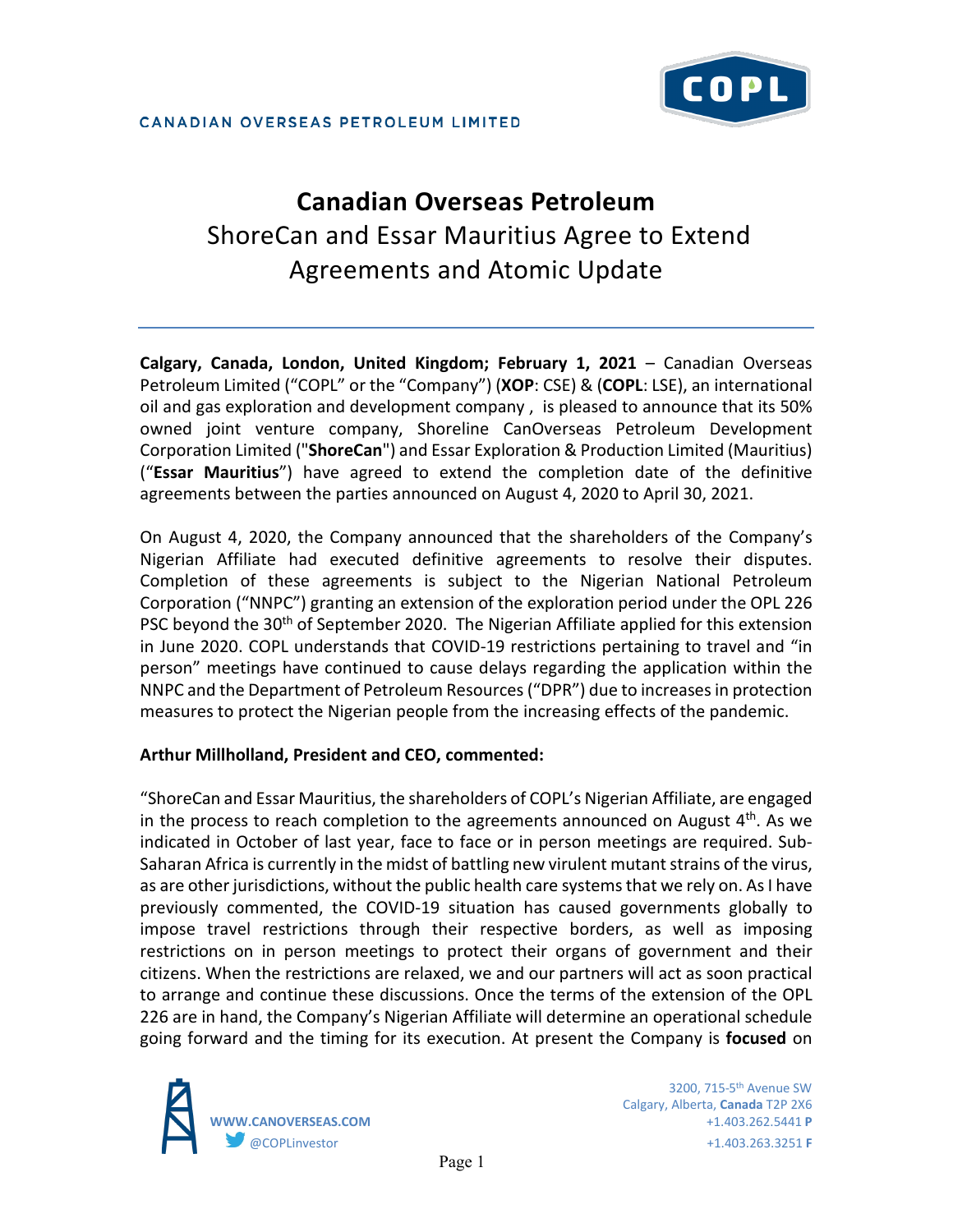CANADIAN OVERSEAS PETROLEUM LIMITED

# Canadian Overseas Petroleum

## ShoreCan and Essar Mauritius Agree to Extend Agreements and Atomic Update

**Calgary, Canada, London, United Kingdom; February 1, 2021** – Canadian Overseas Petroleum Limited ("COPL" or the "Company") (**XOP**: CSE) & (**COPL**: LSE), an international oil and gas exploration and development company , is pleased to announce that its 50% owned joint venture company, Shoreline CanOverseas Petroleum Development Corporation Limited ("**ShoreCan**") and Essar Exploration & Production Limited (Mauritius) ("**Essar Mauritius**") have agreed to extend the completion date of the definitive agreements between the parties announced on August 4, 2020 to April 30, 2021.

On August 4, 2020, the Company announced that the shareholders of the Company's Nigerian Affiliate had executed definitive agreements to resolve their disputes. Completion of these agreements is subject to the Nigerian National Petroleum Corporation ("NNPC") granting an extension of the exploration period under the OPL 226 PSC beyond the 30th of September 2020. The Nigerian Affiliate applied for this extension in June 2020. COPL understands that COVID-19 restrictions pertaining to travel and "in person" meetings have continued to cause delays regarding the application within the NNPC and the Department of Petroleum Resources ("DPR") due to increases in protection measures to protect the Nigerian people from the increasing effects of the pandemic.

**Arthur Millholland, President and CEO, commented:**

"ShoreCan and Essar Mauritius, the shareholders of COPL's Nigerian Affiliate, are engaged in the process to reach completion to the agreements announced on August 4th. As we indicated in October of last year, face to face or in person meetings are required. Sub-Saharan Africa is currently in the midst of battling new virulent mutant strains of the virus, as are other jurisdictions, without the public health care systems that we rely on. As I have previously commented, the COVID-19 situation has caused governments globally to impose travel restrictions through their respective borders, as well as imposing restrictions on in person meetings to protect their organs of government and their citizens. When the restrictions are relaxed, we and our partners will act as soon practical to arrange and continue these discussions. Once the terms of the extension of the OPL 226 are in hand, the Company's Nigerian Affiliate will determine an operational schedule going forward and the timing for its execution. At present the Company is **focused** on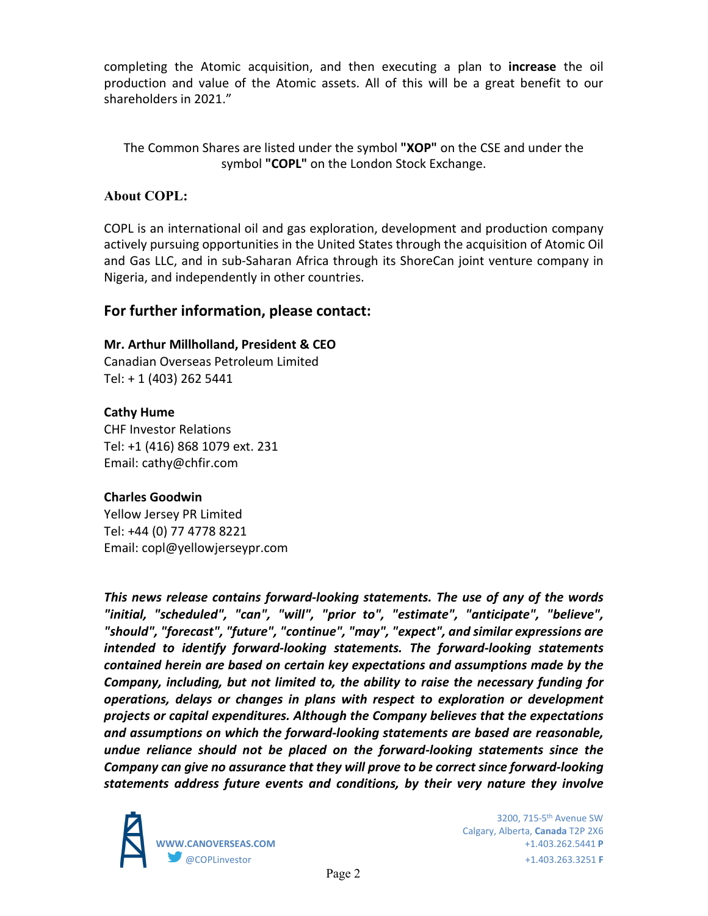completing the Atomic acquisition, and then executing a plan to **increase** the oil production and value of the Atomic assets. All of this will be a great benefit to our shareholders in 2021."

The Common Shares are listed under the symbol **"XOP"** on the CSE and under the symbol **"COPL"** on the London Stock Exchange.

### About COPL:

COPL is an international oil and gas exploration, development and production company actively pursuing opportunities in the United States through the acquisition of Atomic Oil and Gas LLC, and in sub-Saharan Africa through its ShoreCan joint venture company in Nigeria, and independently in other countries.

## For further information, please contact:

**Mr. Arthur Millholland, President & CEO**
Canadian Overseas Petroleum Limited
Tel: + 1 (403) 262 5441

**Cathy Hume**
CHF Investor Relations
Tel: +1 (416) 868 1079 ext. 231
Email: cathy@chfir.com

**Charles Goodwin**
Yellow Jersey PR Limited
Tel: +44 (0) 77 4778 8221
Email: copl@yellowjerseypr.com

***This news release contains forward-looking statements. The use of any of the words "initial, "scheduled", "can", "will", "prior to", "estimate", "anticipate", "believe", "should", "forecast", "future", "continue", "may", "expect", and similar expressions are intended to identify forward-looking statements. The forward-looking statements contained herein are based on certain key expectations and assumptions made by the Company, including, but not limited to, the ability to raise the necessary funding for operations, delays or changes in plans with respect to exploration or development projects or capital expenditures. Although the Company believes that the expectations and assumptions on which the forward-looking statements are based are reasonable, undue reliance should not be placed on the forward-looking statements since the Company can give no assurance that they will prove to be correct since forward-looking statements address future events and conditions, by their very nature they involve***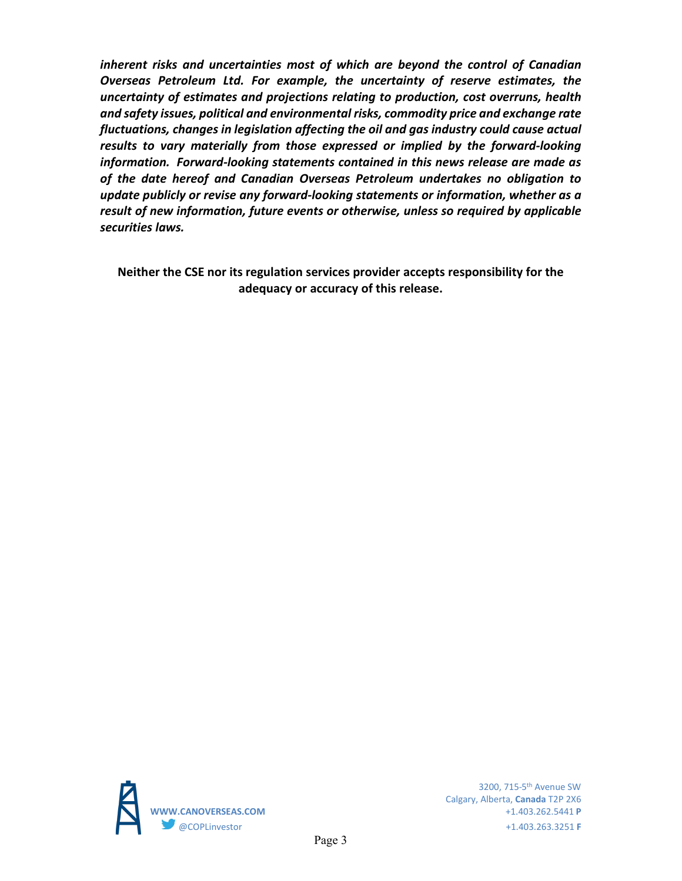***inherent risks and uncertainties most of which are beyond the control of Canadian Overseas Petroleum Ltd. For example, the uncertainty of reserve estimates, the uncertainty of estimates and projections relating to production, cost overruns, health and safety issues, political and environmental risks, commodity price and exchange rate fluctuations, changes in legislation affecting the oil and gas industry could cause actual results to vary materially from those expressed or implied by the forward-looking information. Forward-looking statements contained in this news release are made as of the date hereof and Canadian Overseas Petroleum undertakes no obligation to update publicly or revise any forward-looking statements or information, whether as a result of new information, future events or otherwise, unless so required by applicable securities laws.***

**Neither the CSE nor its regulation services provider accepts responsibility for the adequacy or accuracy of this release.**